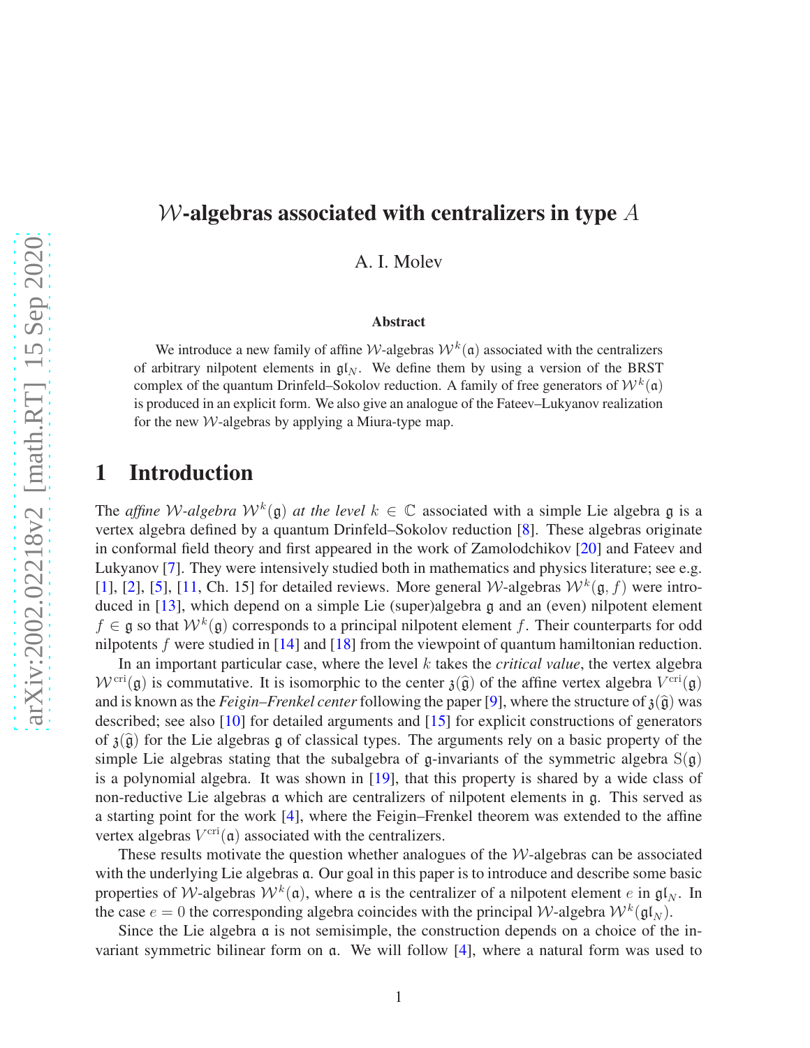# $\mathcal{W}$-algebras associated with centralizers in type $A$

A. I. Molev

### Abstract

We introduce a new family of affine $\mathcal{W}$-algebras $\mathcal{W}^k(\mathfrak{a})$ associated with the centralizers of arbitrary nilpotent elements in $\mathfrak{gl}_N$. We define them by using a version of the BRST complex of the quantum Drinfeld–Sokolov reduction. A family of free generators of $\mathcal{W}^k(\mathfrak{a})$ is produced in an explicit form. We also give an analogue of the Fateev–Lukyanov realization for the new $\mathcal{W}$-algebras by applying a Miura-type map.

## 1 Introduction

The *affine $\mathcal{W}$-algebra $\mathcal{W}^k(\mathfrak{g})$ at the level* $k \in \mathbb{C}$ associated with a simple Lie algebra $\mathfrak{g}$ is a vertex algebra defined by a quantum Drinfeld–Sokolov reduction [8]. These algebras originate in conformal field theory and first appeared in the work of Zamolodchikov [20] and Fateev and Lukyanov [7]. They were intensively studied both in mathematics and physics literature; see e.g. [1], [2], [5], [11, Ch. 15] for detailed reviews. More general $\mathcal{W}$-algebras $\mathcal{W}^k(\mathfrak{g}, f)$ were introduced in [13], which depend on a simple Lie (super)algebra $\mathfrak{g}$ and an (even) nilpotent element $f \in \mathfrak{g}$ so that $\mathcal{W}^k(\mathfrak{g})$ corresponds to a principal nilpotent element $f$. Their counterparts for odd nilpotents $f$ were studied in [14] and [18] from the viewpoint of quantum hamiltonian reduction.

In an important particular case, where the level $k$ takes the *critical value*, the vertex algebra $\mathcal{W}^{\text{cri}}(\mathfrak{g})$ is commutative. It is isomorphic to the center $\mathfrak{z}(\widehat{\mathfrak{g}})$ of the affine vertex algebra $V^{\text{cri}}(\mathfrak{g})$ and is known as the *Feigin–Frenkel center* following the paper [9], where the structure of $\mathfrak{z}(\widehat{\mathfrak{g}})$ was described; see also [10] for detailed arguments and [15] for explicit constructions of generators of $\mathfrak{z}(\widehat{\mathfrak{g}})$ for the Lie algebras $\mathfrak{g}$ of classical types. The arguments rely on a basic property of the simple Lie algebras stating that the subalgebra of $\mathfrak{g}$-invariants of the symmetric algebra $\mathrm{S}(\mathfrak{g})$ is a polynomial algebra. It was shown in [19], that this property is shared by a wide class of non-reductive Lie algebras $\mathfrak{a}$ which are centralizers of nilpotent elements in $\mathfrak{g}$. This served as a starting point for the work [4], where the Feigin–Frenkel theorem was extended to the affine vertex algebras $V^{\text{cri}}(\mathfrak{a})$ associated with the centralizers.

These results motivate the question whether analogues of the $\mathcal{W}$-algebras can be associated with the underlying Lie algebras $\mathfrak{a}$. Our goal in this paper is to introduce and describe some basic properties of $\mathcal{W}$-algebras $\mathcal{W}^k(\mathfrak{a})$, where $\mathfrak{a}$ is the centralizer of a nilpotent element $e$ in $\mathfrak{gl}_N$. In the case $e = 0$ the corresponding algebra coincides with the principal $\mathcal{W}$-algebra $\mathcal{W}^k(\mathfrak{gl}_N)$.

Since the Lie algebra $\mathfrak{a}$ is not semisimple, the construction depends on a choice of the invariant symmetric bilinear form on $\mathfrak{a}$. We will follow [4], where a natural form was used to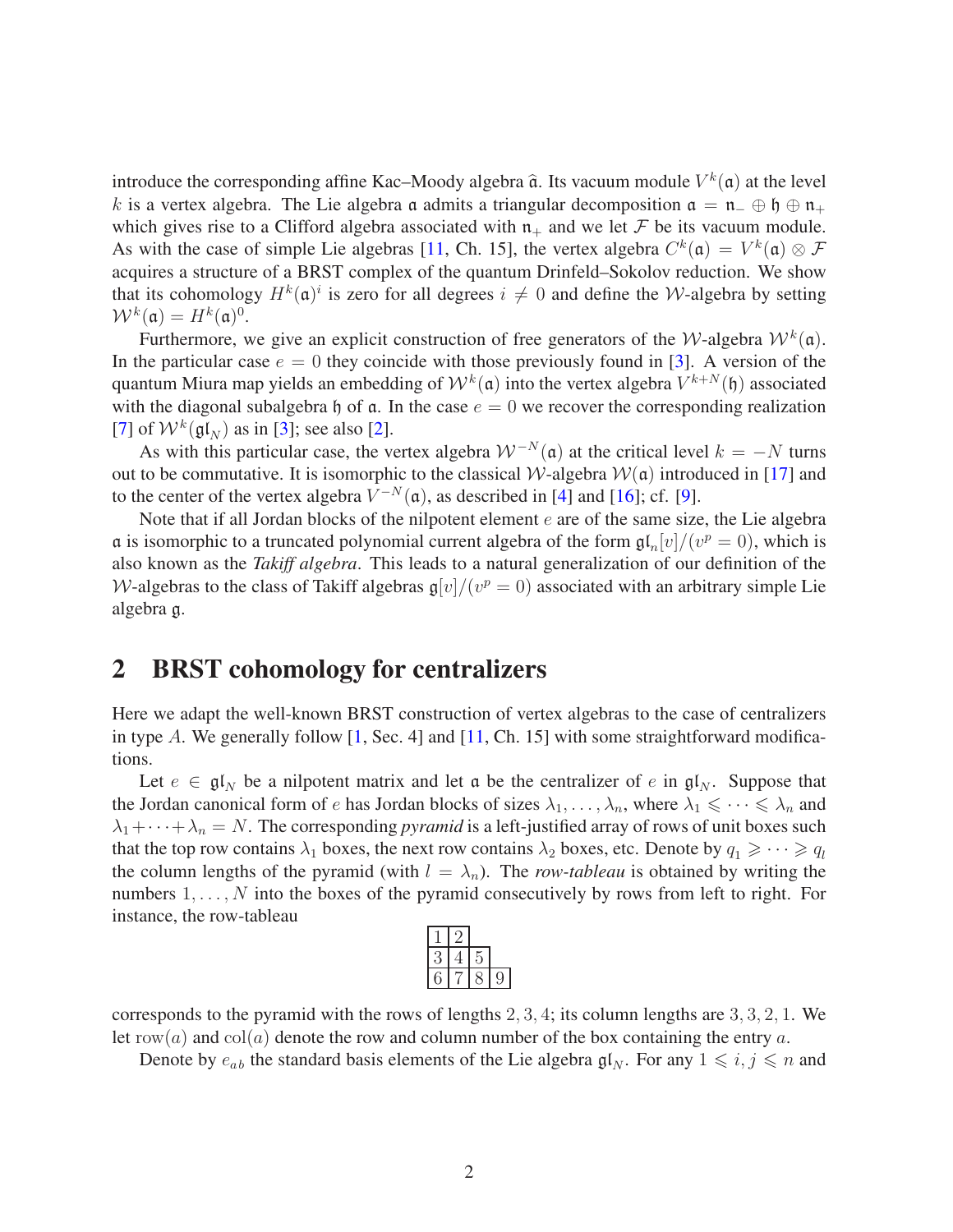introduce the corresponding affine Kac–Moody algebra $\widehat{\mathfrak{a}}$. Its vacuum module $V^k(\mathfrak{a})$ at the level $k$ is a vertex algebra. The Lie algebra $\mathfrak{a}$ admits a triangular decomposition $\mathfrak{a} = \mathfrak{n}_- \oplus \mathfrak{h} \oplus \mathfrak{n}_+$ which gives rise to a Clifford algebra associated with $\mathfrak{n}_+$ and we let $\mathcal{F}$ be its vacuum module. As with the case of simple Lie algebras [11, Ch. 15], the vertex algebra $C^k(\mathfrak{a}) = V^k(\mathfrak{a}) \otimes \mathcal{F}$ acquires a structure of a BRST complex of the quantum Drinfeld–Sokolov reduction. We show that its cohomology $H^k(\mathfrak{a})^i$ is zero for all degrees $i \neq 0$ and define the $\mathcal{W}$-algebra by setting $\mathcal{W}^k(\mathfrak{a}) = H^k(\mathfrak{a})^0$.

Furthermore, we give an explicit construction of free generators of the $\mathcal{W}$-algebra $\mathcal{W}^k(\mathfrak{a})$. In the particular case $e = 0$ they coincide with those previously found in [3]. A version of the quantum Miura map yields an embedding of $\mathcal{W}^k(\mathfrak{a})$ into the vertex algebra $V^{k+N}(\mathfrak{h})$ associated with the diagonal subalgebra $\mathfrak{h}$ of $\mathfrak{a}$. In the case $e = 0$ we recover the corresponding realization [7] of $\mathcal{W}^k(\mathfrak{gl}_N)$ as in [3]; see also [2].

As with this particular case, the vertex algebra $\mathcal{W}^{-N}(\mathfrak{a})$ at the critical level $k = -N$ turns out to be commutative. It is isomorphic to the classical $\mathcal{W}$-algebra $\mathcal{W}(\mathfrak{a})$ introduced in [17] and to the center of the vertex algebra $V^{-N}(\mathfrak{a})$, as described in [4] and [16]; cf. [9].

Note that if all Jordan blocks of the nilpotent element $e$ are of the same size, the Lie algebra $\mathfrak{a}$ is isomorphic to a truncated polynomial current algebra of the form $\mathfrak{gl}_n[v]/(v^p = 0)$, which is also known as the *Takiff algebra*. This leads to a natural generalization of our definition of the $\mathcal{W}$-algebras to the class of Takiff algebras $\mathfrak{g}[v]/(v^p = 0)$ associated with an arbitrary simple Lie algebra $\mathfrak{g}$.

## 2 BRST cohomology for centralizers

Here we adapt the well-known BRST construction of vertex algebras to the case of centralizers in type $A$. We generally follow [1, Sec. 4] and [11, Ch. 15] with some straightforward modifications.

Let $e \in \mathfrak{gl}_N$ be a nilpotent matrix and let $\mathfrak{a}$ be the centralizer of $e$ in $\mathfrak{gl}_N$. Suppose that the Jordan canonical form of $e$ has Jordan blocks of sizes $\lambda_1, \dots, \lambda_n$, where $\lambda_1 \leqslant \dots \leqslant \lambda_n$ and $\lambda_1 + \dots + \lambda_n = N$. The corresponding *pyramid* is a left-justified array of rows of unit boxes such that the top row contains $\lambda_1$ boxes, the next row contains $\lambda_2$ boxes, etc. Denote by $q_1 \geqslant \dots \geqslant q_l$ the column lengths of the pyramid (with $l = \lambda_n$). The *row-tableau* is obtained by writing the numbers $1, \dots, N$ into the boxes of the pyramid consecutively by rows from left to right. For instance, the row-tableau

| 1 | 2 | | |
|---|---|---|---|
| 3 | 4 | 5 | |
| 6 | 7 | 8 | 9 |

corresponds to the pyramid with the rows of lengths $2, 3, 4$; its column lengths are $3, 3, 2, 1$. We let $\mathrm{row}(a)$ and $\mathrm{col}(a)$ denote the row and column number of the box containing the entry $a$.

Denote by $e_{ab}$ the standard basis elements of the Lie algebra $\mathfrak{gl}_N$. For any $1 \leqslant i, j \leqslant n$ and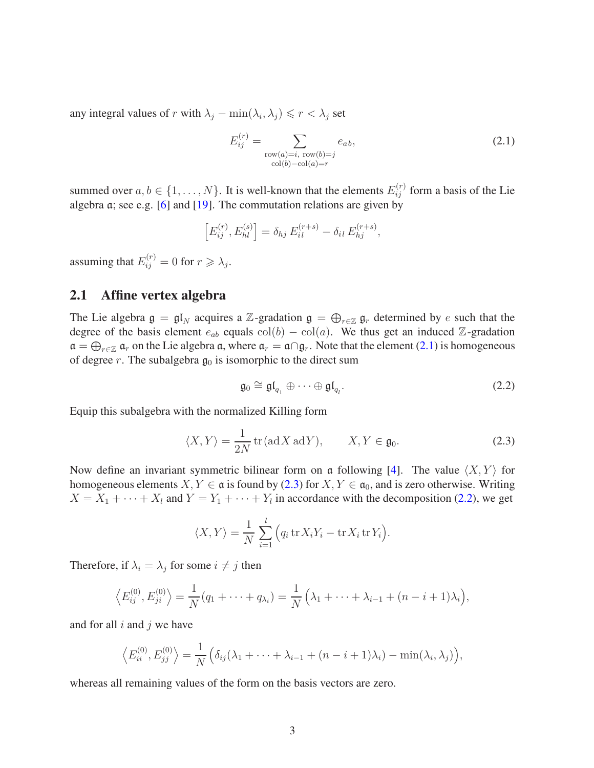any integral values of $r$ with $\lambda_j - \min(\lambda_i, \lambda_j) \leqslant r < \lambda_j$ set

$$E_{ij}^{(r)} = \sum_{\substack{\text{row}(a)=i,\ \text{row}(b)=j \\ \text{col}(b)-\text{col}(a)=r}} e_{ab}, \tag{2.1}$$

summed over $a, b \in \{1, \dots, N\}$. It is well-known that the elements $E_{ij}^{(r)}$ form a basis of the Lie algebra $\mathfrak{a}$; see e.g. [6] and [19]. The commutation relations are given by

$$\left[E_{ij}^{(r)}, E_{hl}^{(s)}\right] = \delta_{hj}\, E_{il}^{(r+s)} - \delta_{il}\, E_{hj}^{(r+s)},$$

assuming that $E_{ij}^{(r)} = 0$ for $r \geqslant \lambda_j$.

## 2.1 Affine vertex algebra

The Lie algebra $\mathfrak{g} = \mathfrak{gl}_N$ acquires a $\mathbb{Z}$-gradation $\mathfrak{g} = \bigoplus_{r\in\mathbb{Z}} \mathfrak{g}_r$ determined by $e$ such that the degree of the basis element $e_{ab}$ equals $\text{col}(b) - \text{col}(a)$. We thus get an induced $\mathbb{Z}$-gradation $\mathfrak{a} = \bigoplus_{r\in\mathbb{Z}} \mathfrak{a}_r$ on the Lie algebra $\mathfrak{a}$, where $\mathfrak{a}_r = \mathfrak{a} \cap \mathfrak{g}_r$. Note that the element (2.1) is homogeneous of degree $r$. The subalgebra $\mathfrak{g}_0$ is isomorphic to the direct sum

$$\mathfrak{g}_0 \cong \mathfrak{gl}_{q_1} \oplus \cdots \oplus \mathfrak{gl}_{q_l}. \tag{2.2}$$

Equip this subalgebra with the normalized Killing form

$$\langle X, Y\rangle = \frac{1}{2N}\, \text{tr}\,(\text{ad}\, X\, \text{ad}\, Y), \qquad X, Y \in \mathfrak{g}_0. \tag{2.3}$$

Now define an invariant symmetric bilinear form on $\mathfrak{a}$ following [4]. The value $\langle X, Y\rangle$ for homogeneous elements $X, Y \in \mathfrak{a}$ is found by (2.3) for $X, Y \in \mathfrak{a}_0$, and is zero otherwise. Writing $X = X_1 + \cdots + X_l$ and $Y = Y_1 + \cdots + Y_l$ in accordance with the decomposition (2.2), we get

$$\langle X, Y\rangle = \frac{1}{N} \sum_{i=1}^{l} \Big( q_i\, \text{tr}\, X_i Y_i - \text{tr}\, X_i\, \text{tr}\, Y_i \Big).$$

Therefore, if $\lambda_i = \lambda_j$ for some $i \neq j$ then

$$\left\langle E_{ij}^{(0)}, E_{ji}^{(0)} \right\rangle = \frac{1}{N}(q_1 + \cdots + q_{\lambda_i}) = \frac{1}{N}\Big(\lambda_1 + \cdots + \lambda_{i-1} + (n - i + 1)\lambda_i\Big),$$

and for all $i$ and $j$ we have

$$\left\langle E_{ii}^{(0)}, E_{jj}^{(0)} \right\rangle = \frac{1}{N}\Big(\delta_{ij}(\lambda_1 + \cdots + \lambda_{i-1} + (n - i + 1)\lambda_i) - \min(\lambda_i, \lambda_j)\Big),$$

whereas all remaining values of the form on the basis vectors are zero.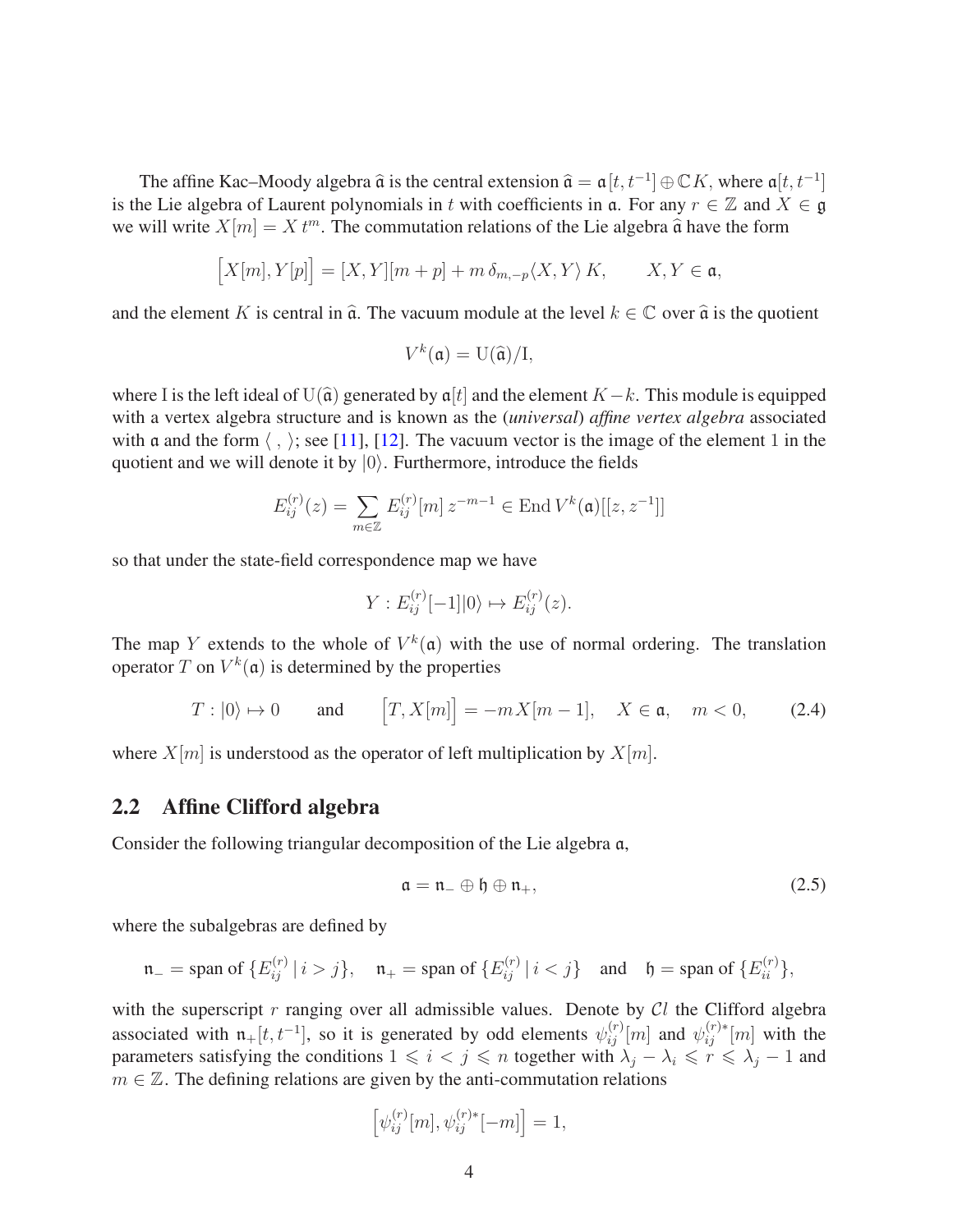The affine Kac–Moody algebra $\widehat{\mathfrak{a}}$ is the central extension $\widehat{\mathfrak{a}} = \mathfrak{a}[t,t^{-1}] \oplus \mathbb{C}K$, where $\mathfrak{a}[t,t^{-1}]$ is the Lie algebra of Laurent polynomials in $t$ with coefficients in $\mathfrak{a}$. For any $r \in \mathbb{Z}$ and $X \in \mathfrak{g}$ we will write $X[m] = X\, t^m$. The commutation relations of the Lie algebra $\widehat{\mathfrak{a}}$ have the form

$$\big[X[m], Y[p]\big] = [X,Y][m+p] + m\,\delta_{m,-p}\langle X,Y\rangle\, K, \qquad X,Y \in \mathfrak{a},$$

and the element $K$ is central in $\widehat{\mathfrak{a}}$. The vacuum module at the level $k \in \mathbb{C}$ over $\widehat{\mathfrak{a}}$ is the quotient

$$V^k(\mathfrak{a}) = \mathrm{U}(\widehat{\mathfrak{a}})/\mathrm{I},$$

where I is the left ideal of $\mathrm{U}(\widehat{\mathfrak{a}})$ generated by $\mathfrak{a}[t]$ and the element $K-k$. This module is equipped with a vertex algebra structure and is known as the (*universal*) *affine vertex algebra* associated with $\mathfrak{a}$ and the form $\langle\ ,\ \rangle$; see [11], [12]. The vacuum vector is the image of the element 1 in the quotient and we will denote it by $|0\rangle$. Furthermore, introduce the fields

$$E^{(r)}_{ij}(z) = \sum_{m\in\mathbb{Z}} E^{(r)}_{ij}[m]\, z^{-m-1} \in \mathrm{End}\, V^k(\mathfrak{a})[[z,z^{-1}]]$$

so that under the state-field correspondence map we have

$$Y : E^{(r)}_{ij}[-1]|0\rangle \mapsto E^{(r)}_{ij}(z).$$

The map $Y$ extends to the whole of $V^k(\mathfrak{a})$ with the use of normal ordering. The translation operator $T$ on $V^k(\mathfrak{a})$ is determined by the properties

$$T : |0\rangle \mapsto 0 \qquad \text{and} \qquad \big[T, X[m]\big] = -m\, X[m-1], \quad X \in \mathfrak{a}, \quad m<0, \tag{2.4}$$

where $X[m]$ is understood as the operator of left multiplication by $X[m]$.

## 2.2 Affine Clifford algebra

Consider the following triangular decomposition of the Lie algebra $\mathfrak{a}$,

$$\mathfrak{a} = \mathfrak{n}_- \oplus \mathfrak{h} \oplus \mathfrak{n}_+, \tag{2.5}$$

where the subalgebras are defined by

$$\mathfrak{n}_- = \text{span of } \{E^{(r)}_{ij} \mid i>j\}, \quad \mathfrak{n}_+ = \text{span of } \{E^{(r)}_{ij} \mid i<j\} \quad \text{and} \quad \mathfrak{h} = \text{span of } \{E^{(r)}_{ii}\},$$

with the superscript $r$ ranging over all admissible values. Denote by $\mathcal{C}l$ the Clifford algebra associated with $\mathfrak{n}_+[t,t^{-1}]$, so it is generated by odd elements $\psi^{(r)}_{ij}[m]$ and $\psi^{(r)*}_{ij}[m]$ with the parameters satisfying the conditions $1 \leqslant i < j \leqslant n$ together with $\lambda_j - \lambda_i \leqslant r \leqslant \lambda_j - 1$ and $m \in \mathbb{Z}$. The defining relations are given by the anti-commutation relations

$$\big[\psi^{(r)}_{ij}[m], \psi^{(r)*}_{ij}[-m]\big] = 1,$$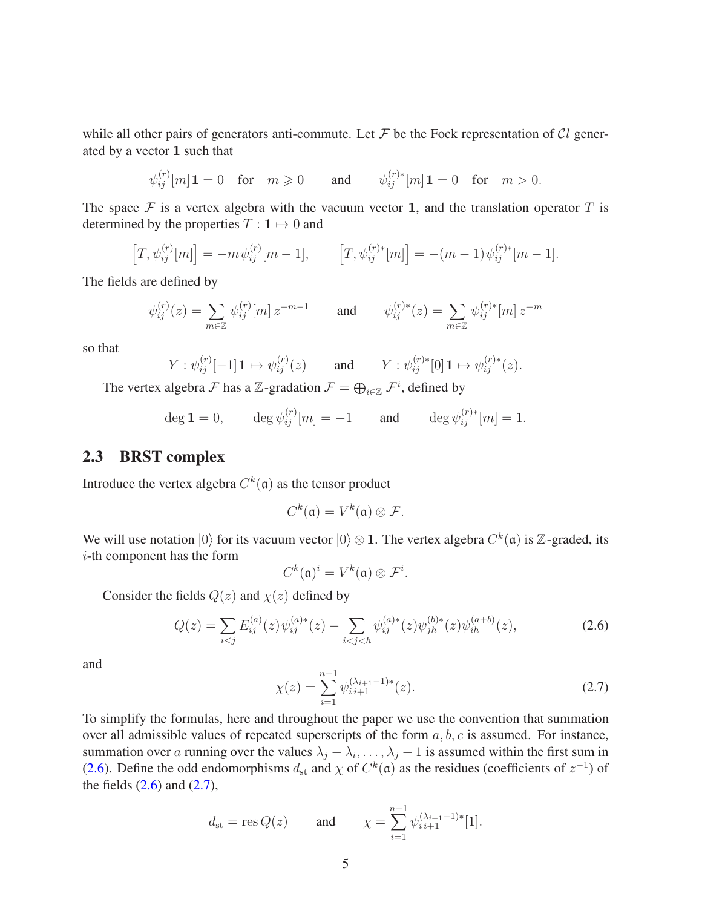while all other pairs of generators anti-commute. Let $\mathcal{F}$ be the Fock representation of $\mathcal{C}l$ generated by a vector $\mathbf{1}$ such that

$$\psi_{ij}^{(r)}[m]\mathbf{1} = 0 \quad \text{for} \quad m \geqslant 0 \qquad \text{and} \qquad \psi_{ij}^{(r)*}[m]\mathbf{1} = 0 \quad \text{for} \quad m > 0.$$

The space $\mathcal{F}$ is a vertex algebra with the vacuum vector $\mathbf{1}$, and the translation operator $T$ is determined by the properties $T : \mathbf{1} \mapsto 0$ and

$$\big[T, \psi_{ij}^{(r)}[m]\big] = -m\psi_{ij}^{(r)}[m-1], \qquad \big[T, \psi_{ij}^{(r)*}[m]\big] = -(m-1)\psi_{ij}^{(r)*}[m-1].$$

The fields are defined by

$$\psi_{ij}^{(r)}(z) = \sum_{m\in\mathbb{Z}} \psi_{ij}^{(r)}[m]\, z^{-m-1} \qquad \text{and} \qquad \psi_{ij}^{(r)*}(z) = \sum_{m\in\mathbb{Z}} \psi_{ij}^{(r)*}[m]\, z^{-m}$$

so that

$$Y : \psi_{ij}^{(r)}[-1]\mathbf{1} \mapsto \psi_{ij}^{(r)}(z) \qquad \text{and} \qquad Y : \psi_{ij}^{(r)*}[0]\mathbf{1} \mapsto \psi_{ij}^{(r)*}(z).$$

The vertex algebra $\mathcal{F}$ has a $\mathbb{Z}$-gradation $\mathcal{F} = \bigoplus_{i\in\mathbb{Z}} \mathcal{F}^i$, defined by

$$\deg \mathbf{1} = 0, \qquad \deg \psi_{ij}^{(r)}[m] = -1 \qquad \text{and} \qquad \deg \psi_{ij}^{(r)*}[m] = 1.$$

## 2.3 BRST complex

Introduce the vertex algebra $C^k(\mathfrak{a})$ as the tensor product

$$C^k(\mathfrak{a}) = V^k(\mathfrak{a}) \otimes \mathcal{F}.$$

We will use notation $|0\rangle$ for its vacuum vector $|0\rangle \otimes \mathbf{1}$. The vertex algebra $C^k(\mathfrak{a})$ is $\mathbb{Z}$-graded, its $i$-th component has the form

$$C^k(\mathfrak{a})^i = V^k(\mathfrak{a}) \otimes \mathcal{F}^i.$$

Consider the fields $Q(z)$ and $\chi(z)$ defined by

$$Q(z) = \sum_{i<j} E_{ij}^{(a)}(z)\,\psi_{ij}^{(a)*}(z) - \sum_{i<j<h} \psi_{ij}^{(a)*}(z)\psi_{jh}^{(b)*}(z)\psi_{ih}^{(a+b)}(z), \tag{2.6}$$

and

$$\chi(z) = \sum_{i=1}^{n-1} \psi_{i\,i+1}^{(\lambda_{i+1}-1)*}(z). \tag{2.7}$$

To simplify the formulas, here and throughout the paper we use the convention that summation over all admissible values of repeated superscripts of the form $a, b, c$ is assumed. For instance, summation over $a$ running over the values $\lambda_j - \lambda_i, \dots, \lambda_j - 1$ is assumed within the first sum in (2.6). Define the odd endomorphisms $d_{\text{st}}$ and $\chi$ of $C^k(\mathfrak{a})$ as the residues (coefficients of $z^{-1}$) of the fields (2.6) and (2.7),

$$d_{\text{st}} = \operatorname{res} Q(z) \qquad \text{and} \qquad \chi = \sum_{i=1}^{n-1} \psi_{i\,i+1}^{(\lambda_{i+1}-1)*}[1].$$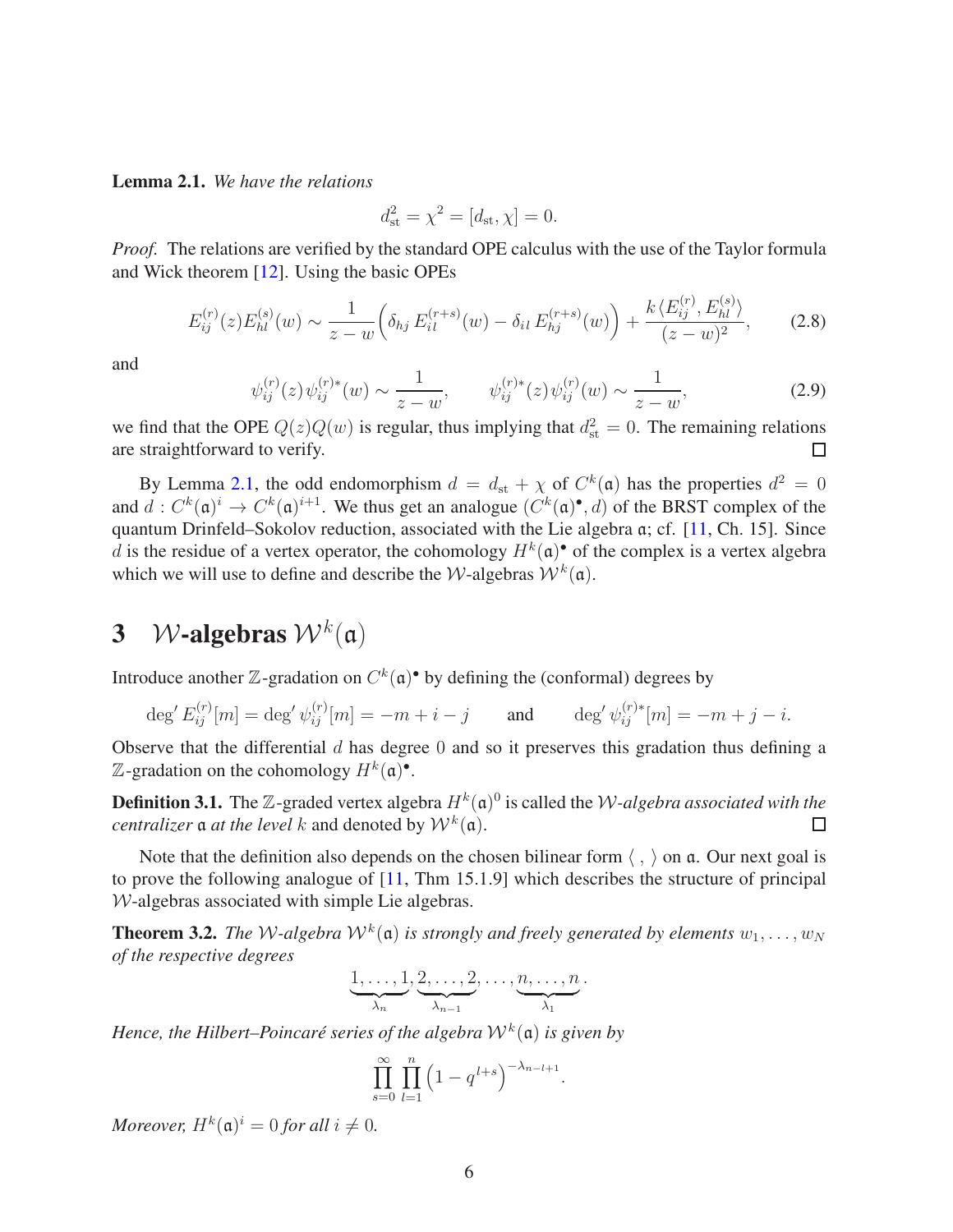**Lemma 2.1.** *We have the relations*

$$d_{\rm st}^2 = \chi^2 = [d_{\rm st}, \chi] = 0.$$

*Proof.* The relations are verified by the standard OPE calculus with the use of the Taylor formula and Wick theorem [12]. Using the basic OPEs

$$E_{ij}^{(r)}(z)E_{hl}^{(s)}(w) \sim \frac{1}{z-w}\Big(\delta_{hj}\, E_{il}^{(r+s)}(w) - \delta_{il}\, E_{hj}^{(r+s)}(w)\Big) + \frac{k\,\langle E_{ij}^{(r)}, E_{hl}^{(s)}\rangle}{(z-w)^2}, \tag{2.8}$$

and

$$\psi_{ij}^{(r)}(z)\,\psi_{ij}^{(r)*}(w) \sim \frac{1}{z-w}, \qquad \psi_{ij}^{(r)*}(z)\,\psi_{ij}^{(r)}(w) \sim \frac{1}{z-w}, \tag{2.9}$$

we find that the OPE $Q(z)Q(w)$ is regular, thus implying that $d_{\rm st}^2 = 0$. The remaining relations are straightforward to verify. □

By Lemma 2.1, the odd endomorphism $d = d_{\rm st} + \chi$ of $C^k(\mathfrak{a})$ has the properties $d^2 = 0$ and $d : C^k(\mathfrak{a})^i \to C^k(\mathfrak{a})^{i+1}$. We thus get an analogue $(C^k(\mathfrak{a})^\bullet, d)$ of the BRST complex of the quantum Drinfeld–Sokolov reduction, associated with the Lie algebra $\mathfrak{a}$; cf. [11, Ch. 15]. Since $d$ is the residue of a vertex operator, the cohomology $H^k(\mathfrak{a})^\bullet$ of the complex is a vertex algebra which we will use to define and describe the $\mathcal{W}$-algebras $\mathcal{W}^k(\mathfrak{a})$.

# 3 $\mathcal{W}$-algebras $\mathcal{W}^k(\mathfrak{a})$

Introduce another $\mathbb{Z}$-gradation on $C^k(\mathfrak{a})^\bullet$ by defining the (conformal) degrees by

$$\deg' E_{ij}^{(r)}[m] = \deg' \psi_{ij}^{(r)}[m] = -m + i - j \qquad \text{and} \qquad \deg' \psi_{ij}^{(r)*}[m] = -m + j - i.$$

Observe that the differential $d$ has degree $0$ and so it preserves this gradation thus defining a $\mathbb{Z}$-gradation on the cohomology $H^k(\mathfrak{a})^\bullet$.

**Definition 3.1.** The $\mathbb{Z}$-graded vertex algebra $H^k(\mathfrak{a})^0$ is called the *$\mathcal{W}$-algebra associated with the centralizer $\mathfrak{a}$ at the level $k$* and denoted by $\mathcal{W}^k(\mathfrak{a})$. □

Note that the definition also depends on the chosen bilinear form $\langle\ ,\ \rangle$ on $\mathfrak{a}$. Our next goal is to prove the following analogue of [11, Thm 15.1.9] which describes the structure of principal $\mathcal{W}$-algebras associated with simple Lie algebras.

**Theorem 3.2.** *The $\mathcal{W}$-algebra $\mathcal{W}^k(\mathfrak{a})$ is strongly and freely generated by elements $w_1, \dots, w_N$ of the respective degrees*

$$\underbrace{1,\dots,1}_{\lambda_n}, \underbrace{2,\dots,2}_{\lambda_{n-1}}, \dots, \underbrace{n,\dots,n}_{\lambda_1}.$$

*Hence, the Hilbert–Poincaré series of the algebra $\mathcal{W}^k(\mathfrak{a})$ is given by*

$$\prod_{s=0}^{\infty}\prod_{l=1}^{n}\big(1-q^{l+s}\big)^{-\lambda_{n-l+1}}.$$

*Moreover, $H^k(\mathfrak{a})^i = 0$ for all $i \neq 0$.*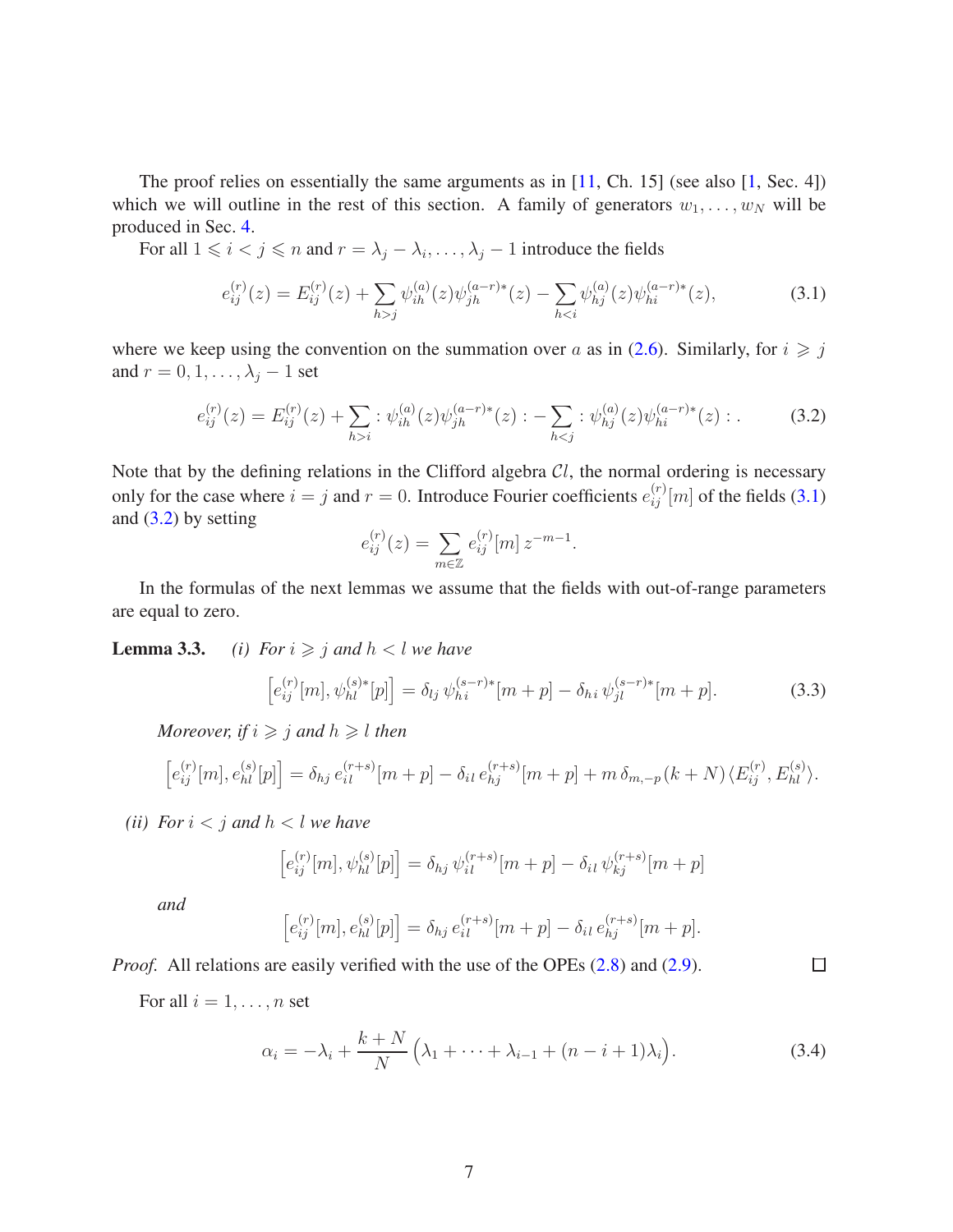The proof relies on essentially the same arguments as in [11, Ch. 15] (see also [1, Sec. 4]) which we will outline in the rest of this section. A family of generators $w_1, \dots, w_N$ will be produced in Sec. 4.

For all $1 \leqslant i < j \leqslant n$ and $r = \lambda_j - \lambda_i, \dots, \lambda_j - 1$ introduce the fields

$$e_{ij}^{(r)}(z) = E_{ij}^{(r)}(z) + \sum_{h>j} \psi_{ih}^{(a)}(z)\psi_{jh}^{(a-r)*}(z) - \sum_{h<i} \psi_{hj}^{(a)}(z)\psi_{hi}^{(a-r)*}(z), \tag{3.1}$$

where we keep using the convention on the summation over $a$ as in (2.6). Similarly, for $i \geqslant j$ and $r = 0, 1, \dots, \lambda_j - 1$ set

$$e_{ij}^{(r)}(z) = E_{ij}^{(r)}(z) + \sum_{h>i} :\psi_{ih}^{(a)}(z)\psi_{jh}^{(a-r)*}(z): - \sum_{h<j} :\psi_{hj}^{(a)}(z)\psi_{hi}^{(a-r)*}(z):. \tag{3.2}$$

Note that by the defining relations in the Clifford algebra $\mathcal{C}l$, the normal ordering is necessary only for the case where $i = j$ and $r = 0$. Introduce Fourier coefficients $e_{ij}^{(r)}[m]$ of the fields (3.1) and (3.2) by setting

$$e_{ij}^{(r)}(z) = \sum_{m\in\mathbb{Z}} e_{ij}^{(r)}[m]\, z^{-m-1}.$$

In the formulas of the next lemmas we assume that the fields with out-of-range parameters are equal to zero.

**Lemma 3.3.** *(i) For $i \geqslant j$ and $h < l$ we have*

$$\big[e_{ij}^{(r)}[m], \psi_{hl}^{(s)*}[p]\big] = \delta_{lj}\, \psi_{hi}^{(s-r)*}[m+p] - \delta_{hi}\, \psi_{jl}^{(s-r)*}[m+p]. \tag{3.3}$$

*Moreover, if $i \geqslant j$ and $h \geqslant l$ then*

$$\big[e_{ij}^{(r)}[m], e_{hl}^{(s)}[p]\big] = \delta_{hj}\, e_{il}^{(r+s)}[m+p] - \delta_{il}\, e_{hj}^{(r+s)}[m+p] + m\,\delta_{m,-p}\,(k+N)\,\langle E_{ij}^{(r)}, E_{hl}^{(s)}\rangle.$$

*(ii) For $i < j$ and $h < l$ we have*

$$\big[e_{ij}^{(r)}[m], \psi_{hl}^{(s)}[p]\big] = \delta_{hj}\, \psi_{il}^{(r+s)}[m+p] - \delta_{il}\, \psi_{kj}^{(r+s)}[m+p]$$

*and*

$$\big[e_{ij}^{(r)}[m], e_{hl}^{(s)}[p]\big] = \delta_{hj}\, e_{il}^{(r+s)}[m+p] - \delta_{il}\, e_{hj}^{(r+s)}[m+p].$$

*Proof.* All relations are easily verified with the use of the OPEs (2.8) and (2.9). $\square$

For all $i = 1, \dots, n$ set

$$\alpha_i = -\lambda_i + \frac{k+N}{N}\Big(\lambda_1 + \dots + \lambda_{i-1} + (n-i+1)\lambda_i\Big). \tag{3.4}$$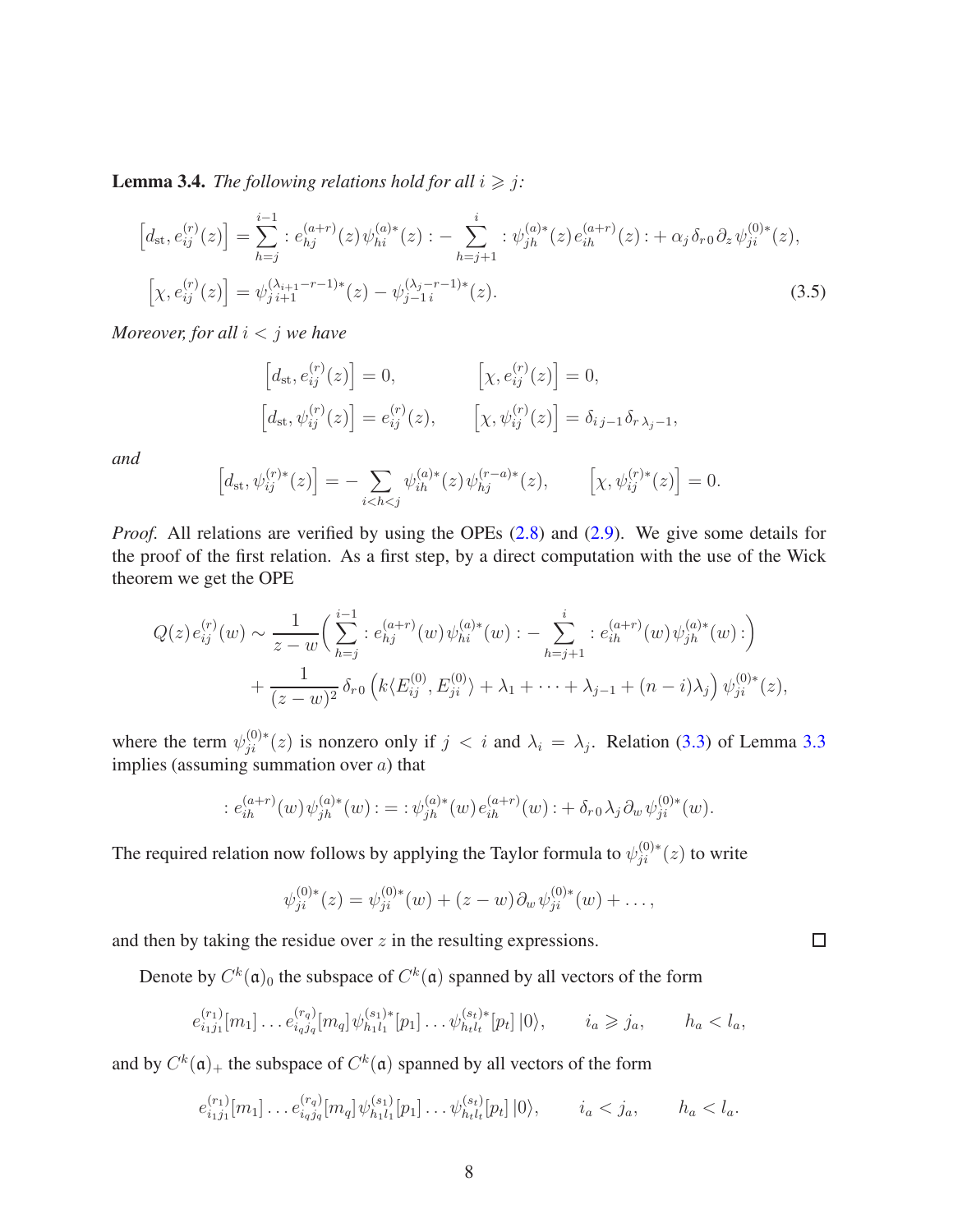**Lemma 3.4.** *The following relations hold for all $i \geqslant j$:*

$$
\begin{aligned}
\Big[d_{\mathrm{st}}, e_{ij}^{(r)}(z)\Big] &= \sum_{h=j}^{i-1} :e_{hj}^{(a+r)}(z)\,\psi_{hi}^{(a)*}(z): - \sum_{h=j+1}^{i} :\psi_{jh}^{(a)*}(z)\,e_{ih}^{(a+r)}(z): + \alpha_j\,\delta_{r\,0}\,\partial_z\,\psi_{ji}^{(0)*}(z),\\
\Big[\chi, e_{ij}^{(r)}(z)\Big] &= \psi_{j\,i+1}^{(\lambda_{i+1}-r-1)*}(z) - \psi_{j-1\,i}^{(\lambda_j-r-1)*}(z).
\end{aligned}
\tag{3.5}
$$

*Moreover, for all $i < j$ we have*

$$
\Big[d_{\mathrm{st}}, e_{ij}^{(r)}(z)\Big] = 0, \qquad \Big[\chi, e_{ij}^{(r)}(z)\Big] = 0,
$$

$$
\Big[d_{\mathrm{st}}, \psi_{ij}^{(r)}(z)\Big] = e_{ij}^{(r)}(z), \qquad \Big[\chi, \psi_{ij}^{(r)}(z)\Big] = \delta_{i\,j-1}\delta_{r\,\lambda_j-1},
$$

*and*

$$
\Big[d_{\mathrm{st}}, \psi_{ij}^{(r)*}(z)\Big] = -\sum_{i<h<j} \psi_{ih}^{(a)*}(z)\,\psi_{hj}^{(r-a)*}(z), \qquad \Big[\chi, \psi_{ij}^{(r)*}(z)\Big] = 0.
$$

*Proof.* All relations are verified by using the OPEs (2.8) and (2.9). We give some details for the proof of the first relation. As a first step, by a direct computation with the use of the Wick theorem we get the OPE

$$
\begin{aligned}
Q(z)\,e_{ij}^{(r)}(w) \sim \frac{1}{z-w}\Big(\sum_{h=j}^{i-1} :e_{hj}^{(a+r)}(w)\,\psi_{hi}^{(a)*}(w): - \sum_{h=j+1}^{i} :e_{ih}^{(a+r)}(w)\,\psi_{jh}^{(a)*}(w):\Big)\\
+ \frac{1}{(z-w)^2}\,\delta_{r\,0}\,\Big(k\langle E_{ij}^{(0)}, E_{ji}^{(0)}\rangle + \lambda_1 + \dots + \lambda_{j-1} + (n-i)\lambda_j\Big)\,\psi_{ji}^{(0)*}(z),
\end{aligned}
$$

where the term $\psi_{ji}^{(0)*}(z)$ is nonzero only if $j < i$ and $\lambda_i = \lambda_j$. Relation (3.3) of Lemma 3.3 implies (assuming summation over $a$) that

$$
:e_{ih}^{(a+r)}(w)\,\psi_{jh}^{(a)*}(w): = :\psi_{jh}^{(a)*}(w)\,e_{ih}^{(a+r)}(w): + \delta_{r\,0}\,\lambda_j\,\partial_w\,\psi_{ji}^{(0)*}(w).
$$

The required relation now follows by applying the Taylor formula to $\psi_{ji}^{(0)*}(z)$ to write

$$
\psi_{ji}^{(0)*}(z) = \psi_{ji}^{(0)*}(w) + (z-w)\,\partial_w\,\psi_{ji}^{(0)*}(w) + \dots,
$$

and then by taking the residue over $z$ in the resulting expressions. $\square$

Denote by $C^k(\mathfrak{a})_0$ the subspace of $C^k(\mathfrak{a})$ spanned by all vectors of the form

$$
e_{i_1 j_1}^{(r_1)}[m_1]\dots e_{i_q j_q}^{(r_q)}[m_q]\,\psi_{h_1 l_1}^{(s_1)*}[p_1]\dots\psi_{h_t l_t}^{(s_t)*}[p_t]\,|0\rangle, \qquad i_a \geqslant j_a, \qquad h_a < l_a,
$$

and by $C^k(\mathfrak{a})_+$ the subspace of $C^k(\mathfrak{a})$ spanned by all vectors of the form

$$
e_{i_1 j_1}^{(r_1)}[m_1]\dots e_{i_q j_q}^{(r_q)}[m_q]\,\psi_{h_1 l_1}^{(s_1)}[p_1]\dots\psi_{h_t l_t}^{(s_t)}[p_t]\,|0\rangle, \qquad i_a < j_a, \qquad h_a < l_a.
$$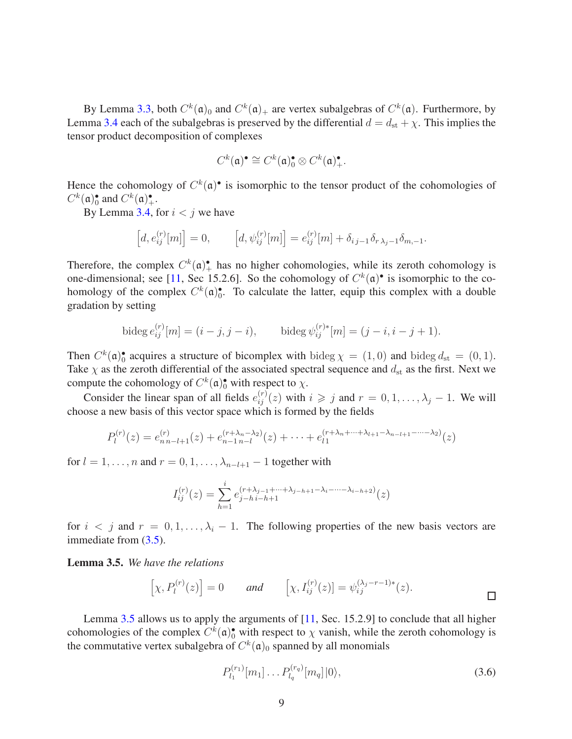By Lemma 3.3, both $C^k(\mathfrak{a})_0$ and $C^k(\mathfrak{a})_+$ are vertex subalgebras of $C^k(\mathfrak{a})$. Furthermore, by Lemma 3.4 each of the subalgebras is preserved by the differential $d = d_{\rm st} + \chi$. This implies the tensor product decomposition of complexes

$$C^k(\mathfrak{a})^\bullet \cong C^k(\mathfrak{a})^\bullet_0 \otimes C^k(\mathfrak{a})^\bullet_+.$$

Hence the cohomology of $C^k(\mathfrak{a})^\bullet$ is isomorphic to the tensor product of the cohomologies of $C^k(\mathfrak{a})^\bullet_0$ and $C^k(\mathfrak{a})^\bullet_+$.

By Lemma 3.4, for $i < j$ we have

$$\Big[d, e^{(r)}_{ij}[m]\Big] = 0, \qquad \Big[d, \psi^{(r)}_{ij}[m]\Big] = e^{(r)}_{ij}[m] + \delta_{i\, j-1}\delta_{r\, \lambda_j - 1}\delta_{m,-1}.$$

Therefore, the complex $C^k(\mathfrak{a})^\bullet_+$ has no higher cohomologies, while its zeroth cohomology is one-dimensional; see [11, Sec 15.2.6]. So the cohomology of $C^k(\mathfrak{a})^\bullet$ is isomorphic to the cohomology of the complex $C^k(\mathfrak{a})^\bullet_0$. To calculate the latter, equip this complex with a double gradation by setting

$$\operatorname{bideg} e^{(r)}_{ij}[m] = (i-j, j-i), \qquad \operatorname{bideg} \psi^{(r)*}_{ij}[m] = (j-i, i-j+1).$$

Then $C^k(\mathfrak{a})^\bullet_0$ acquires a structure of bicomplex with $\operatorname{bideg}\chi = (1,0)$ and $\operatorname{bideg} d_{\rm st} = (0,1)$. Take $\chi$ as the zeroth differential of the associated spectral sequence and $d_{\rm st}$ as the first. Next we compute the cohomology of $C^k(\mathfrak{a})^\bullet_0$ with respect to $\chi$.

Consider the linear span of all fields $e^{(r)}_{ij}(z)$ with $i \geqslant j$ and $r = 0, 1, \dots, \lambda_j - 1$. We will choose a new basis of this vector space which is formed by the fields

$$P^{(r)}_l(z) = e^{(r)}_{n\, n-l+1}(z) + e^{(r+\lambda_n-\lambda_2)}_{n-1\, n-l}(z) + \dots + e^{(r+\lambda_n+\dots+\lambda_{l+1}-\lambda_{n-l+1}-\dots-\lambda_2)}_{l1}(z)$$

for $l = 1, \dots, n$ and $r = 0, 1, \dots, \lambda_{n-l+1} - 1$ together with

$$I^{(r)}_{ij}(z) = \sum_{h=1}^{i} e^{(r+\lambda_{j-1}+\dots+\lambda_{j-h+1}-\lambda_i-\dots-\lambda_{i-h+2})}_{j-h\, i-h+1}(z)$$

for $i < j$ and $r = 0, 1, \dots, \lambda_i - 1$. The following properties of the new basis vectors are immediate from (3.5).

**Lemma 3.5.** *We have the relations*

$$\Big[\chi, P^{(r)}_l(z)\Big] = 0 \qquad \textit{and} \qquad \Big[\chi, I^{(r)}_{ij}(z)\Big] = \psi^{(\lambda_j - r - 1)*}_{ij}(z).$$

$\square$

Lemma 3.5 allows us to apply the arguments of [11, Sec. 15.2.9] to conclude that all higher cohomologies of the complex $C^k(\mathfrak{a})^\bullet_0$ with respect to $\chi$ vanish, while the zeroth cohomology is the commutative vertex subalgebra of $C^k(\mathfrak{a})_0$ spanned by all monomials

$$P^{(r_1)}_{l_1}[m_1] \dots P^{(r_q)}_{l_q}[m_q]|0\rangle, \tag{3.6}$$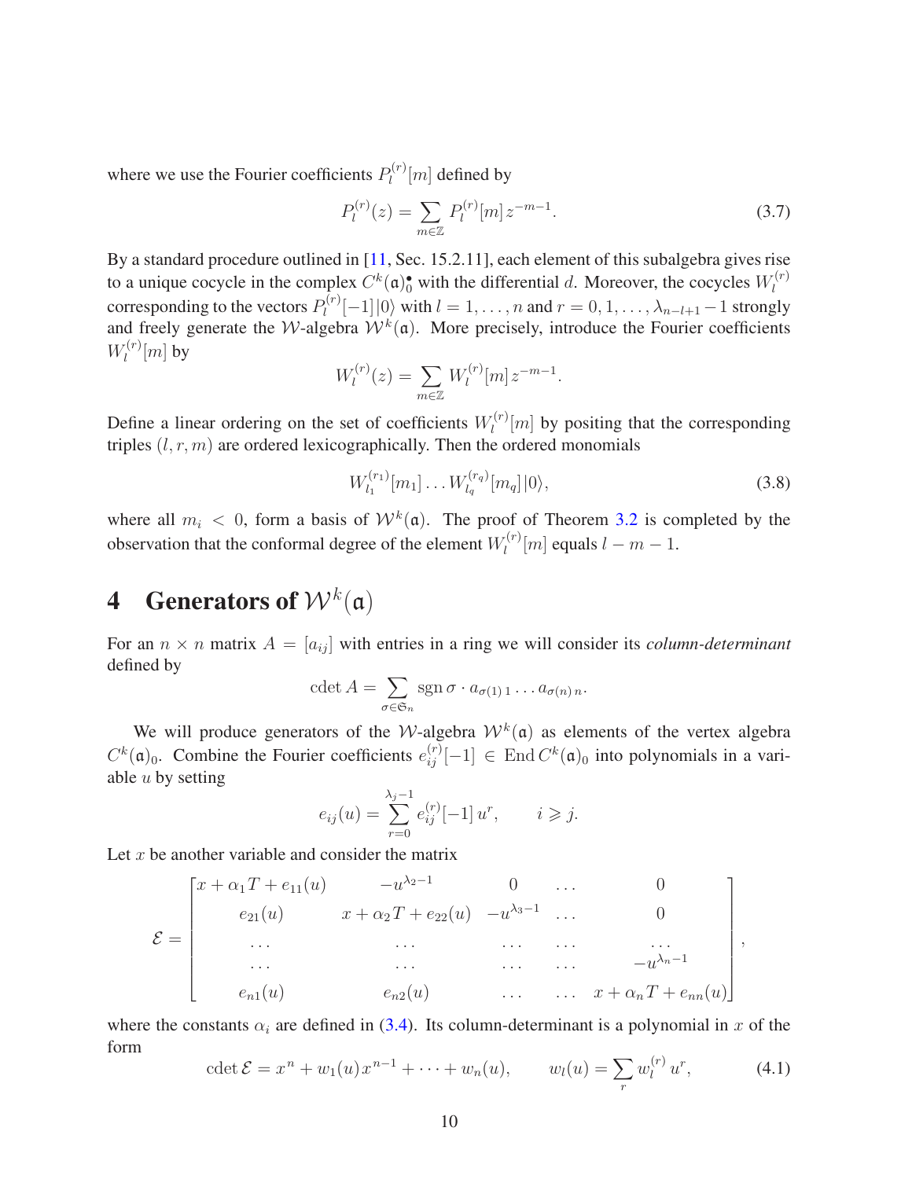where we use the Fourier coefficients $P_l^{(r)}[m]$ defined by

$$P_l^{(r)}(z) = \sum_{m\in\mathbb{Z}} P_l^{(r)}[m]\, z^{-m-1}. \tag{3.7}$$

By a standard procedure outlined in [11, Sec. 15.2.11], each element of this subalgebra gives rise to a unique cocycle in the complex $C^k(\mathfrak{a})^\bullet_0$ with the differential $d$. Moreover, the cocycles $W_l^{(r)}$ corresponding to the vectors $P_l^{(r)}[-1]|0\rangle$ with $l = 1,\dots,n$ and $r = 0,1,\dots,\lambda_{n-l+1}-1$ strongly and freely generate the $\mathcal{W}$-algebra $\mathcal{W}^k(\mathfrak{a})$. More precisely, introduce the Fourier coefficients $W_l^{(r)}[m]$ by

$$W_l^{(r)}(z) = \sum_{m\in\mathbb{Z}} W_l^{(r)}[m]\, z^{-m-1}.$$

Define a linear ordering on the set of coefficients $W_l^{(r)}[m]$ by positing that the corresponding triples $(l,r,m)$ are ordered lexicographically. Then the ordered monomials

$$W_{l_1}^{(r_1)}[m_1]\dots W_{l_q}^{(r_q)}[m_q]\,|0\rangle, \tag{3.8}$$

where all $m_i < 0$, form a basis of $\mathcal{W}^k(\mathfrak{a})$. The proof of Theorem 3.2 is completed by the observation that the conformal degree of the element $W_l^{(r)}[m]$ equals $l - m - 1$.

# 4 Generators of $\mathcal{W}^k(\mathfrak{a})$

For an $n\times n$ matrix $A = [a_{ij}]$ with entries in a ring we will consider its *column-determinant* defined by

$$\operatorname{cdet} A = \sum_{\sigma\in\mathfrak{S}_n} \operatorname{sgn}\sigma\cdot a_{\sigma(1)\,1}\dots a_{\sigma(n)\,n}.$$

We will produce generators of the $\mathcal{W}$-algebra $\mathcal{W}^k(\mathfrak{a})$ as elements of the vertex algebra $C^k(\mathfrak{a})_0$. Combine the Fourier coefficients $e_{ij}^{(r)}[-1] \in \operatorname{End} C^k(\mathfrak{a})_0$ into polynomials in a variable $u$ by setting

$$e_{ij}(u) = \sum_{r=0}^{\lambda_j-1} e_{ij}^{(r)}[-1]\, u^r, \qquad i \geqslant j.$$

Let $x$ be another variable and consider the matrix

$$\mathcal{E} = \begin{bmatrix} x+\alpha_1 T + e_{11}(u) & -u^{\lambda_2-1} & 0 & \dots & 0\\ e_{21}(u) & x+\alpha_2 T + e_{22}(u) & -u^{\lambda_3-1} & \dots & 0\\ \dots & \dots & \dots & \dots & \dots\\ \dots & \dots & \dots & \dots & -u^{\lambda_n-1}\\ e_{n1}(u) & e_{n2}(u) & \dots & \dots & x+\alpha_n T + e_{nn}(u) \end{bmatrix},$$

where the constants $\alpha_i$ are defined in (3.4). Its column-determinant is a polynomial in $x$ of the form

$$\operatorname{cdet}\mathcal{E} = x^n + w_1(u)\,x^{n-1} + \dots + w_n(u), \qquad w_l(u) = \sum_r w_l^{(r)}\, u^r, \tag{4.1}$$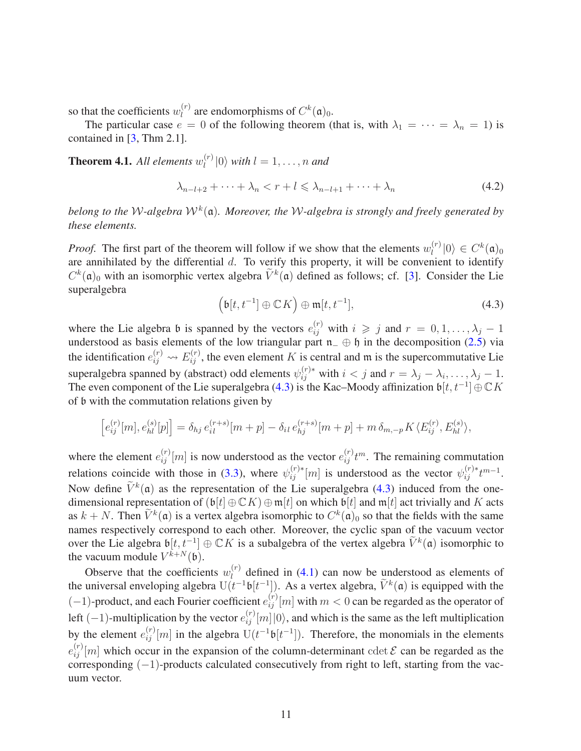so that the coefficients $w_l^{(r)}$ are endomorphisms of $C^k(\mathfrak{a})_0$.

The particular case $e = 0$ of the following theorem (that is, with $\lambda_1 = \cdots = \lambda_n = 1$) is contained in [3, Thm 2.1].

**Theorem 4.1.** *All elements $w_l^{(r)}|0\rangle$ with $l = 1, \dots, n$ and*

$$\lambda_{n-l+2} + \cdots + \lambda_n < r + l \leqslant \lambda_{n-l+1} + \cdots + \lambda_n \tag{4.2}$$

*belong to the $\mathcal{W}$-algebra $\mathcal{W}^k(\mathfrak{a})$. Moreover, the $\mathcal{W}$-algebra is strongly and freely generated by these elements.*

*Proof.* The first part of the theorem will follow if we show that the elements $w_l^{(r)}|0\rangle \in C^k(\mathfrak{a})_0$ are annihilated by the differential $d$. To verify this property, it will be convenient to identify $C^k(\mathfrak{a})_0$ with an isomorphic vertex algebra $\widetilde{V}^k(\mathfrak{a})$ defined as follows; cf. [3]. Consider the Lie superalgebra

$$\Big(\mathfrak{b}[t, t^{-1}] \oplus \mathbb{C}K\Big) \oplus \mathfrak{m}[t, t^{-1}], \tag{4.3}$$

where the Lie algebra $\mathfrak{b}$ is spanned by the vectors $e_{ij}^{(r)}$ with $i \geqslant j$ and $r = 0, 1, \dots, \lambda_j - 1$ understood as basis elements of the low triangular part $\mathfrak{n}_- \oplus \mathfrak{h}$ in the decomposition (2.5) via the identification $e_{ij}^{(r)} \rightsquigarrow E_{ij}^{(r)}$, the even element $K$ is central and $\mathfrak{m}$ is the supercommutative Lie superalgebra spanned by (abstract) odd elements $\psi_{ij}^{(r)*}$ with $i < j$ and $r = \lambda_j - \lambda_i, \dots, \lambda_j - 1$. The even component of the Lie superalgebra (4.3) is the Kac–Moody affinization $\mathfrak{b}[t, t^{-1}] \oplus \mathbb{C}K$ of $\mathfrak{b}$ with the commutation relations given by

$$\Big[e_{ij}^{(r)}[m], e_{hl}^{(s)}[p]\Big] = \delta_{hj}\, e_{il}^{(r+s)}[m+p] - \delta_{il}\, e_{hj}^{(r+s)}[m+p] + m\, \delta_{m,-p}\, K\, \langle E_{ij}^{(r)}, E_{hl}^{(s)} \rangle,$$

where the element $e_{ij}^{(r)}[m]$ is now understood as the vector $e_{ij}^{(r)} t^m$. The remaining commutation relations coincide with those in (3.3), where $\psi_{ij}^{(r)*}[m]$ is understood as the vector $\psi_{ij}^{(r)*} t^{m-1}$. Now define $\widetilde{V}^k(\mathfrak{a})$ as the representation of the Lie superalgebra (4.3) induced from the one-dimensional representation of $(\mathfrak{b}[t] \oplus \mathbb{C}K) \oplus \mathfrak{m}[t]$ on which $\mathfrak{b}[t]$ and $\mathfrak{m}[t]$ act trivially and $K$ acts as $k + N$. Then $\widetilde{V}^k(\mathfrak{a})$ is a vertex algebra isomorphic to $C^k(\mathfrak{a})_0$ so that the fields with the same names respectively correspond to each other. Moreover, the cyclic span of the vacuum vector over the Lie algebra $\mathfrak{b}[t, t^{-1}] \oplus \mathbb{C}K$ is a subalgebra of the vertex algebra $\widetilde{V}^k(\mathfrak{a})$ isomorphic to the vacuum module $V^{k+N}(\mathfrak{b})$.

Observe that the coefficients $w_l^{(r)}$ defined in (4.1) can now be understood as elements of the universal enveloping algebra $\mathrm{U}(t^{-1}\mathfrak{b}[t^{-1}])$. As a vertex algebra, $\widetilde{V}^k(\mathfrak{a})$ is equipped with the $(-1)$-product, and each Fourier coefficient $e_{ij}^{(r)}[m]$ with $m < 0$ can be regarded as the operator of left $(-1)$-multiplication by the vector $e_{ij}^{(r)}[m]|0\rangle$, and which is the same as the left multiplication by the element $e_{ij}^{(r)}[m]$ in the algebra $\mathrm{U}(t^{-1}\mathfrak{b}[t^{-1}])$. Therefore, the monomials in the elements $e_{ij}^{(r)}[m]$ which occur in the expansion of the column-determinant $\mathrm{cdet}\, \mathcal{E}$ can be regarded as the corresponding $(-1)$-products calculated consecutively from right to left, starting from the vacuum vector.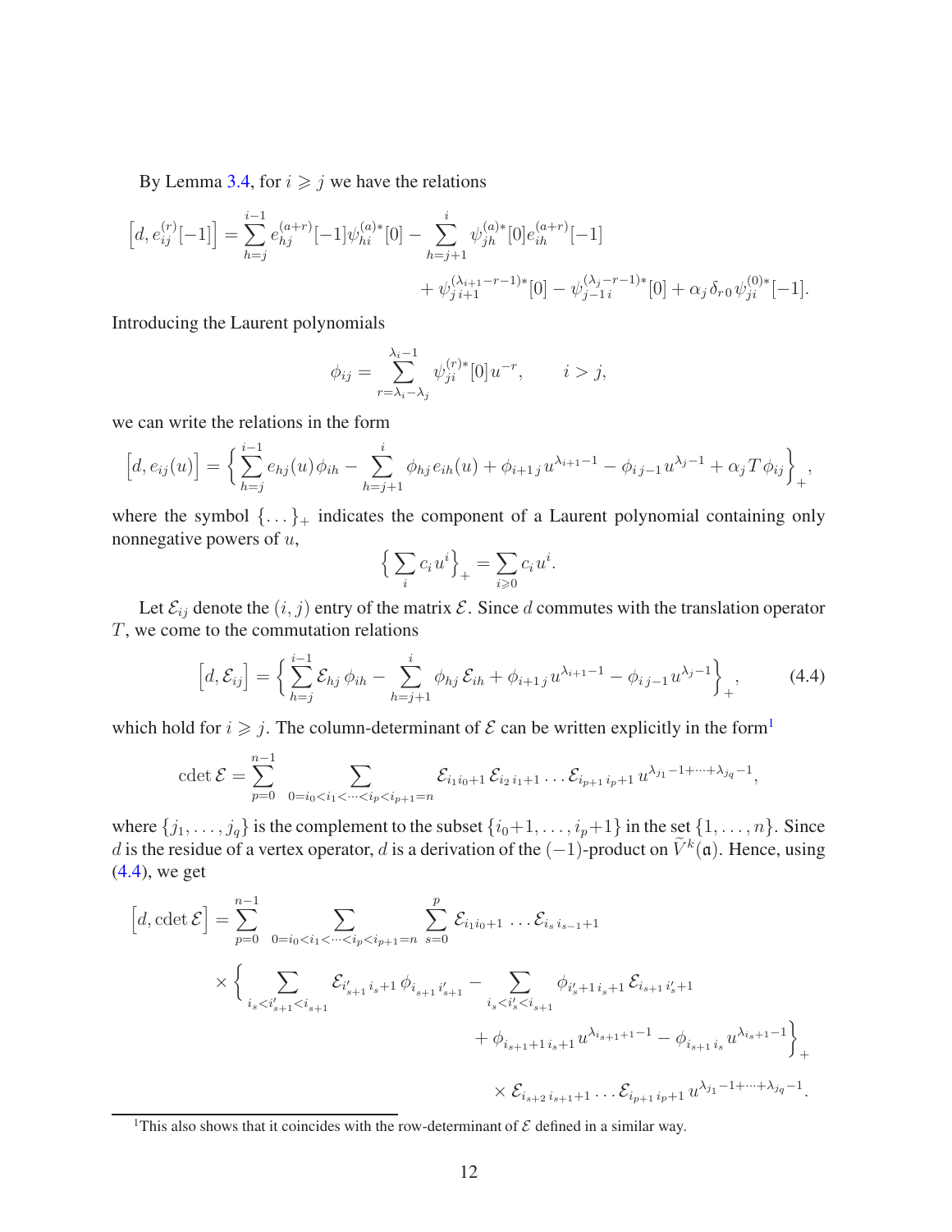By Lemma 3.4, for $i \geqslant j$ we have the relations

$$
\big[d, e_{ij}^{(r)}[-1]\big] = \sum_{h=j}^{i-1} e_{hj}^{(a+r)}[-1]\psi_{hi}^{(a)*}[0] - \sum_{h=j+1}^{i} \psi_{jh}^{(a)*}[0]e_{ih}^{(a+r)}[-1] + \psi_{j\,i+1}^{(\lambda_{i+1}-r-1)*}[0] - \psi_{j-1\,i}^{(\lambda_j-r-1)*}[0] + \alpha_j\,\delta_{r0}\,\psi_{ji}^{(0)*}[-1].
$$

Introducing the Laurent polynomials

$$
\phi_{ij} = \sum_{r=\lambda_i-\lambda_j}^{\lambda_i-1} \psi_{ji}^{(r)*}[0]\,u^{-r}, \qquad i > j,
$$

we can write the relations in the form

$$
\big[d, e_{ij}(u)\big] = \Big\{ \sum_{h=j}^{i-1} e_{hj}(u)\,\phi_{ih} - \sum_{h=j+1}^{i} \phi_{hj}\,e_{ih}(u) + \phi_{i+1\,j}\,u^{\lambda_{i+1}-1} - \phi_{i\,j-1}\,u^{\lambda_j-1} + \alpha_j\,T\,\phi_{ij}\Big\}_+,
$$

where the symbol $\{\dots\}_+$ indicates the component of a Laurent polynomial containing only nonnegative powers of $u$,

$$
\Big\{ \sum_i c_i\,u^i\Big\}_+ = \sum_{i\geqslant 0} c_i\,u^i.
$$

Let $\mathcal{E}_{ij}$ denote the $(i,j)$ entry of the matrix $\mathcal{E}$. Since $d$ commutes with the translation operator $T$, we come to the commutation relations

$$
\big[d, \mathcal{E}_{ij}\big] = \Big\{ \sum_{h=j}^{i-1} \mathcal{E}_{hj}\,\phi_{ih} - \sum_{h=j+1}^{i} \phi_{hj}\,\mathcal{E}_{ih} + \phi_{i+1\,j}\,u^{\lambda_{i+1}-1} - \phi_{i\,j-1}\,u^{\lambda_j-1}\Big\}_+, \tag{4.4}
$$

which hold for $i \geqslant j$. The column-determinant of $\mathcal{E}$ can be written explicitly in the form[1]

$$
\operatorname{cdet}\mathcal{E} = \sum_{p=0}^{n-1} \sum_{0=i_0<i_1<\dots<i_p<i_{p+1}=n} \mathcal{E}_{i_1 i_0+1}\,\mathcal{E}_{i_2\,i_1+1}\dots\mathcal{E}_{i_{p+1}\,i_p+1}\,u^{\lambda_{j_1}-1+\dots+\lambda_{j_q}-1},
$$

where $\{j_1,\dots,j_q\}$ is the complement to the subset $\{i_0+1,\dots,i_p+1\}$ in the set $\{1,\dots,n\}$. Since $d$ is the residue of a vertex operator, $d$ is a derivation of the $(-1)$-product on $\widetilde{V}^k(\mathfrak{a})$. Hence, using (4.4), we get

$$
\begin{aligned}
\big[d, \operatorname{cdet}\mathcal{E}\big] = \sum_{p=0}^{n-1} \sum_{0=i_0<i_1<\dots<i_p<i_{p+1}=n} \sum_{s=0}^{p} \mathcal{E}_{i_1 i_0+1}\,\dots\mathcal{E}_{i_s\,i_{s-1}+1} \\
\times \Big\{ \sum_{i_s<i'_{s+1}<i_{s+1}} \mathcal{E}_{i'_{s+1}\,i_s+1}\,\phi_{i_{s+1}\,i'_{s+1}} - \sum_{i_s<i'_s<i_{s+1}} \phi_{i'_s+1\,i_s+1}\,\mathcal{E}_{i_{s+1}\,i'_s+1} \\
+ \phi_{i_{s+1}+1\,i_s+1}\,u^{\lambda_{i_{s+1}+1}-1} - \phi_{i_{s+1}\,i_s}\,u^{\lambda_{i_s+1}-1}\Big\}_+ \\
\times \mathcal{E}_{i_{s+2}\,i_{s+1}+1}\dots\mathcal{E}_{i_{p+1}\,i_p+1}\,u^{\lambda_{j_1}-1+\dots+\lambda_{j_q}-1}.
\end{aligned}
$$

---

[1] This also shows that it coincides with the row-determinant of $\mathcal{E}$ defined in a similar way.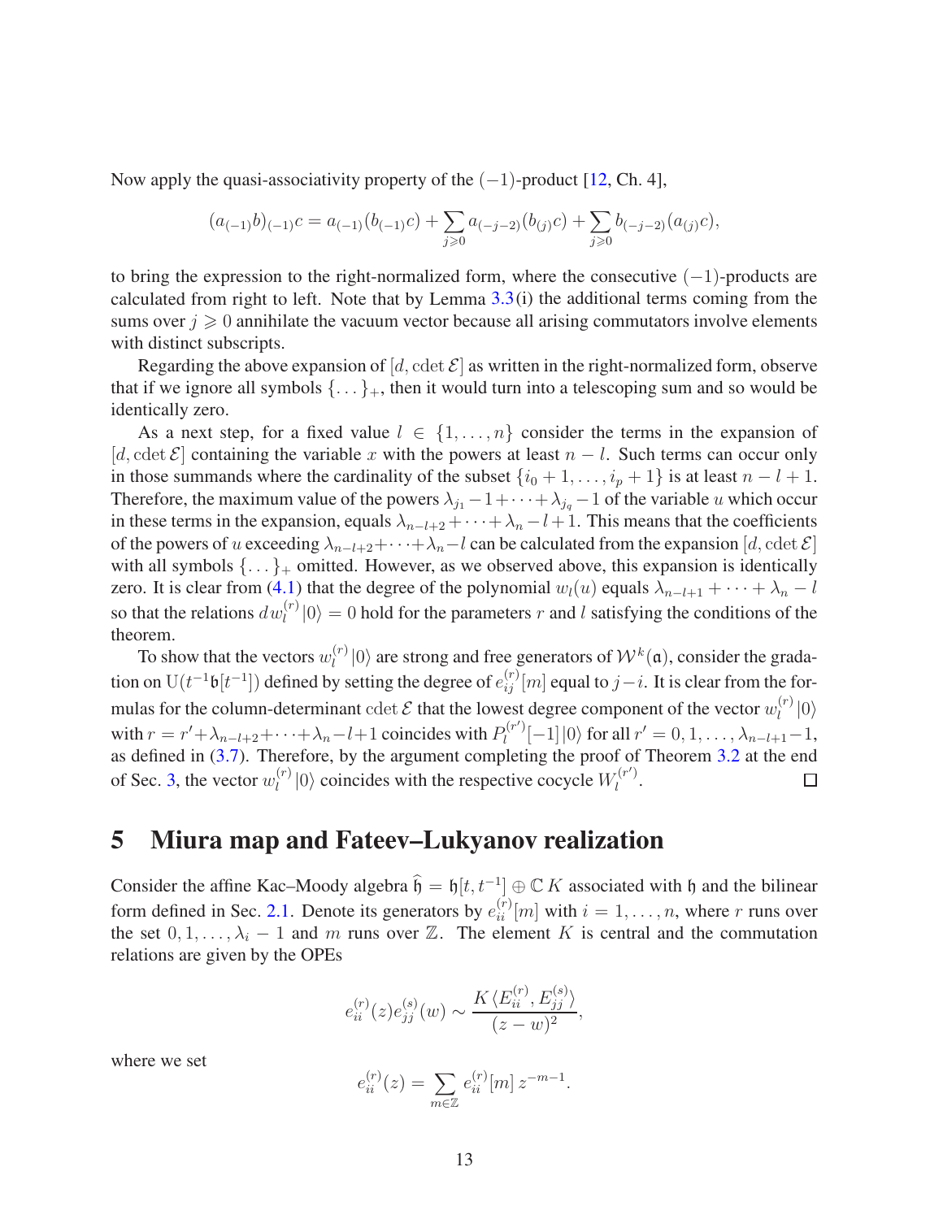Now apply the quasi-associativity property of the $(-1)$-product [12, Ch. 4],

$$(a_{(-1)}b)_{(-1)}c = a_{(-1)}(b_{(-1)}c) + \sum_{j\geqslant 0} a_{(-j-2)}(b_{(j)}c) + \sum_{j\geqslant 0} b_{(-j-2)}(a_{(j)}c),$$

to bring the expression to the right-normalized form, where the consecutive $(-1)$-products are calculated from right to left. Note that by Lemma 3.3(i) the additional terms coming from the sums over $j \geqslant 0$ annihilate the vacuum vector because all arising commutators involve elements with distinct subscripts.

Regarding the above expansion of $[d, \operatorname{cdet} \mathcal{E}]$ as written in the right-normalized form, observe that if we ignore all symbols $\{\dots\}_+$, then it would turn into a telescoping sum and so would be identically zero.

As a next step, for a fixed value $l \in \{1, \dots, n\}$ consider the terms in the expansion of $[d, \operatorname{cdet} \mathcal{E}]$ containing the variable $x$ with the powers at least $n - l$. Such terms can occur only in those summands where the cardinality of the subset $\{i_0 + 1, \dots, i_p + 1\}$ is at least $n - l + 1$. Therefore, the maximum value of the powers $\lambda_{j_1} - 1 + \dots + \lambda_{j_q} - 1$ of the variable $u$ which occur in these terms in the expansion, equals $\lambda_{n-l+2} + \dots + \lambda_n - l + 1$. This means that the coefficients of the powers of $u$ exceeding $\lambda_{n-l+2} + \dots + \lambda_n - l$ can be calculated from the expansion $[d, \operatorname{cdet} \mathcal{E}]$ with all symbols $\{\dots\}_+$ omitted. However, as we observed above, this expansion is identically zero. It is clear from (4.1) that the degree of the polynomial $w_l(u)$ equals $\lambda_{n-l+1} + \dots + \lambda_n - l$ so that the relations $d w_l^{(r)}|0\rangle = 0$ hold for the parameters $r$ and $l$ satisfying the conditions of the theorem.

To show that the vectors $w_l^{(r)}|0\rangle$ are strong and free generators of $\mathcal{W}^k(\mathfrak{a})$, consider the gradation on $\mathrm{U}(t^{-1}\mathfrak{b}[t^{-1}])$ defined by setting the degree of $e_{ij}^{(r)}[m]$ equal to $j - i$. It is clear from the formulas for the column-determinant $\operatorname{cdet} \mathcal{E}$ that the lowest degree component of the vector $w_l^{(r)}|0\rangle$ with $r = r' + \lambda_{n-l+2} + \dots + \lambda_n - l + 1$ coincides with $P_l^{(r')}[-1]|0\rangle$ for all $r' = 0, 1, \dots, \lambda_{n-l+1} - 1$, as defined in (3.7). Therefore, by the argument completing the proof of Theorem 3.2 at the end of Sec. 3, the vector $w_l^{(r)}|0\rangle$ coincides with the respective cocycle $W_l^{(r')}$. $\square$

# 5 Miura map and Fateev–Lukyanov realization

Consider the affine Kac–Moody algebra $\widehat{\mathfrak{h}} = \mathfrak{h}[t, t^{-1}] \oplus \mathbb{C}\, K$ associated with $\mathfrak{h}$ and the bilinear form defined in Sec. 2.1. Denote its generators by $e_{ii}^{(r)}[m]$ with $i = 1, \dots, n$, where $r$ runs over the set $0, 1, \dots, \lambda_i - 1$ and $m$ runs over $\mathbb{Z}$. The element $K$ is central and the commutation relations are given by the OPEs

$$e_{ii}^{(r)}(z) e_{jj}^{(s)}(w) \sim \frac{K\,\langle E_{ii}^{(r)}, E_{jj}^{(s)} \rangle}{(z-w)^2},$$

where we set

$$e_{ii}^{(r)}(z) = \sum_{m\in\mathbb{Z}} e_{ii}^{(r)}[m]\, z^{-m-1}.$$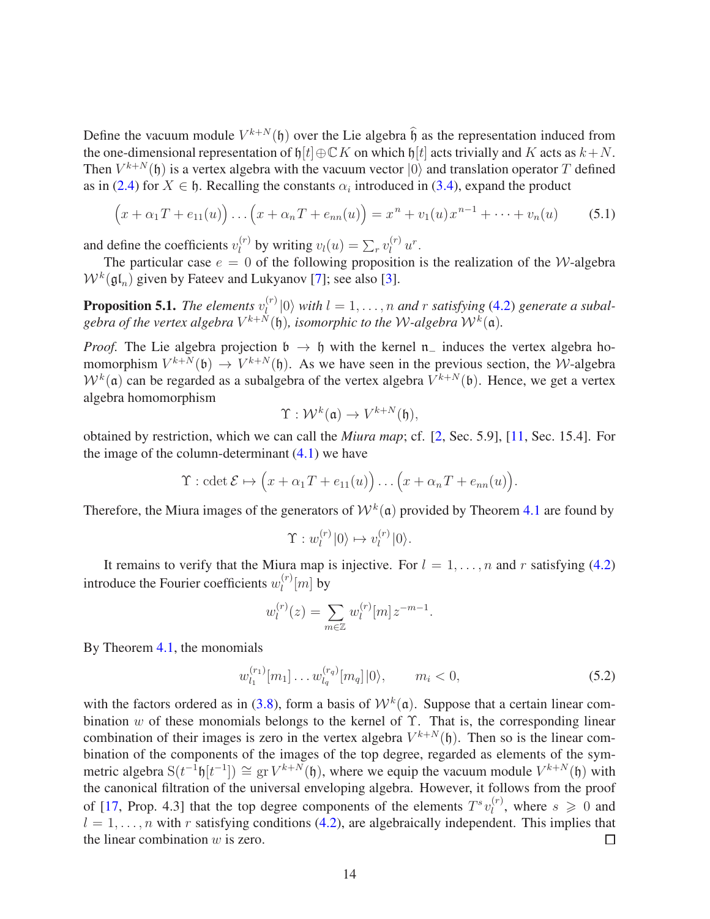Define the vacuum module $V^{k+N}(\mathfrak{h})$ over the Lie algebra $\widehat{\mathfrak{h}}$ as the representation induced from the one-dimensional representation of $\mathfrak{h}[t]\oplus\mathbb{C}K$ on which $\mathfrak{h}[t]$ acts trivially and $K$ acts as $k+N$. Then $V^{k+N}(\mathfrak{h})$ is a vertex algebra with the vacuum vector $|0\rangle$ and translation operator $T$ defined as in (2.4) for $X\in\mathfrak{h}$. Recalling the constants $\alpha_i$ introduced in (3.4), expand the product

$$\Big(x+\alpha_1 T+e_{11}(u)\Big)\dots\Big(x+\alpha_n T+e_{nn}(u)\Big)=x^n+v_1(u)\,x^{n-1}+\dots+v_n(u) \qquad (5.1)$$

and define the coefficients $v_l^{(r)}$ by writing $v_l(u)=\sum_r v_l^{(r)}\,u^r$.

The particular case $e=0$ of the following proposition is the realization of the $\mathcal{W}$-algebra $\mathcal{W}^k(\mathfrak{gl}_n)$ given by Fateev and Lukyanov [7]; see also [3].

**Proposition 5.1.** *The elements $v_l^{(r)}|0\rangle$ with $l=1,\dots,n$ and $r$ satisfying (4.2) generate a subalgebra of the vertex algebra $V^{k+N}(\mathfrak{h})$, isomorphic to the $\mathcal{W}$-algebra $\mathcal{W}^k(\mathfrak{a})$.*

*Proof.* The Lie algebra projection $\mathfrak{b}\to\mathfrak{h}$ with the kernel $\mathfrak{n}_-$ induces the vertex algebra homomorphism $V^{k+N}(\mathfrak{b})\to V^{k+N}(\mathfrak{h})$. As we have seen in the previous section, the $\mathcal{W}$-algebra $\mathcal{W}^k(\mathfrak{a})$ can be regarded as a subalgebra of the vertex algebra $V^{k+N}(\mathfrak{b})$. Hence, we get a vertex algebra homomorphism

$$\Upsilon:\mathcal{W}^k(\mathfrak{a})\to V^{k+N}(\mathfrak{h}),$$

obtained by restriction, which we can call the *Miura map*; cf. [2, Sec. 5.9], [11, Sec. 15.4]. For the image of the column-determinant (4.1) we have

$$\Upsilon:\operatorname{cdet}\mathcal{E}\mapsto\Big(x+\alpha_1 T+e_{11}(u)\Big)\dots\Big(x+\alpha_n T+e_{nn}(u)\Big).$$

Therefore, the Miura images of the generators of $\mathcal{W}^k(\mathfrak{a})$ provided by Theorem 4.1 are found by

$$\Upsilon:w_l^{(r)}|0\rangle\mapsto v_l^{(r)}|0\rangle.$$

It remains to verify that the Miura map is injective. For $l=1,\dots,n$ and $r$ satisfying (4.2) introduce the Fourier coefficients $w_l^{(r)}[m]$ by

$$w_l^{(r)}(z)=\sum_{m\in\mathbb{Z}}w_l^{(r)}[m]\,z^{-m-1}.$$

By Theorem 4.1, the monomials

$$w_{l_1}^{(r_1)}[m_1]\dots w_{l_q}^{(r_q)}[m_q]\,|0\rangle,\qquad m_i<0, \qquad (5.2)$$

with the factors ordered as in (3.8), form a basis of $\mathcal{W}^k(\mathfrak{a})$. Suppose that a certain linear combination $w$ of these monomials belongs to the kernel of $\Upsilon$. That is, the corresponding linear combination of their images is zero in the vertex algebra $V^{k+N}(\mathfrak{h})$. Then so is the linear combination of the components of the images of the top degree, regarded as elements of the symmetric algebra $\mathrm{S}(t^{-1}\mathfrak{h}[t^{-1}])\cong\operatorname{gr}V^{k+N}(\mathfrak{h})$, where we equip the vacuum module $V^{k+N}(\mathfrak{h})$ with the canonical filtration of the universal enveloping algebra. However, it follows from the proof of [17, Prop. 4.3] that the top degree components of the elements $T^s v_l^{(r)}$, where $s\geqslant 0$ and $l=1,\dots,n$ with $r$ satisfying conditions (4.2), are algebraically independent. This implies that the linear combination $w$ is zero. $\square$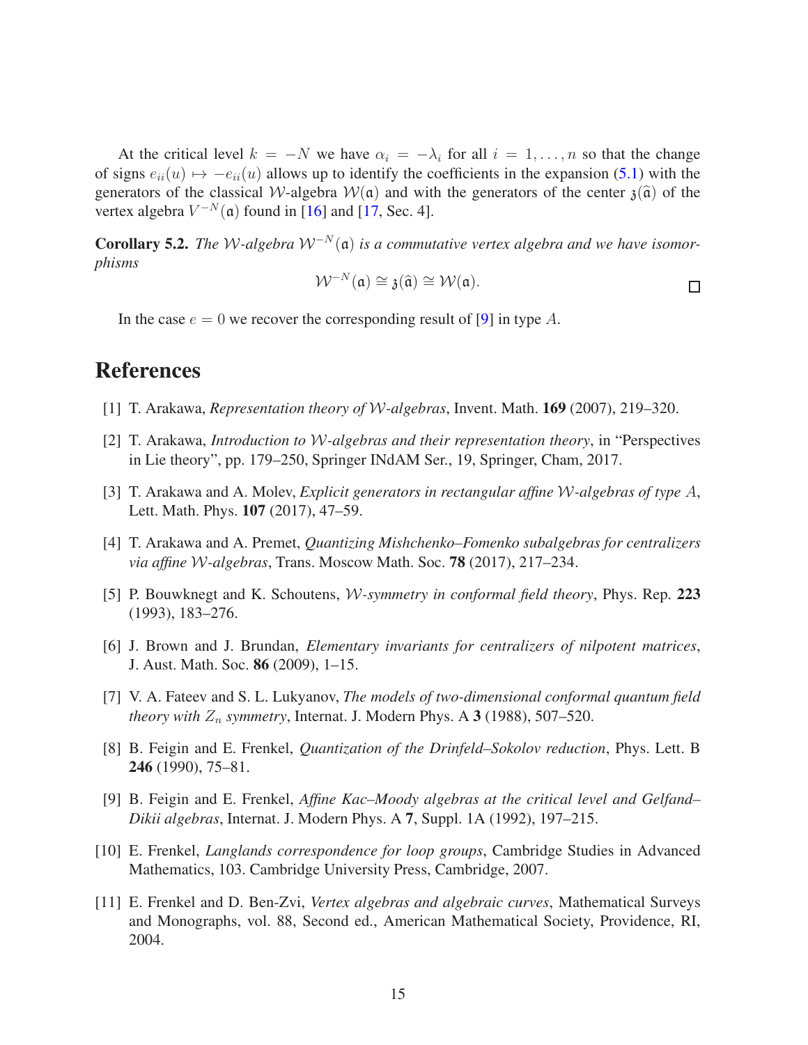At the critical level $k = -N$ we have $\alpha_i = -\lambda_i$ for all $i = 1, \dots, n$ so that the change of signs $e_{ii}(u) \mapsto -e_{ii}(u)$ allows up to identify the coefficients in the expansion (5.1) with the generators of the classical $\mathcal{W}$-algebra $\mathcal{W}(\mathfrak{a})$ and with the generators of the center $\mathfrak{z}(\widehat{\mathfrak{a}})$ of the vertex algebra $V^{-N}(\mathfrak{a})$ found in [16] and [17, Sec. 4].

**Corollary 5.2.** *The $\mathcal{W}$-algebra $\mathcal{W}^{-N}(\mathfrak{a})$ is a commutative vertex algebra and we have isomorphisms*

$$\mathcal{W}^{-N}(\mathfrak{a}) \cong \mathfrak{z}(\widehat{\mathfrak{a}}) \cong \mathcal{W}(\mathfrak{a}).$$

□

In the case $e = 0$ we recover the corresponding result of [9] in type $A$.

# References

[1] T. Arakawa, *Representation theory of $\mathcal{W}$-algebras*, Invent. Math. **169** (2007), 219–320.

[2] T. Arakawa, *Introduction to $\mathcal{W}$-algebras and their representation theory*, in "Perspectives in Lie theory", pp. 179–250, Springer INdAM Ser., 19, Springer, Cham, 2017.

[3] T. Arakawa and A. Molev, *Explicit generators in rectangular affine $\mathcal{W}$-algebras of type $A$*, Lett. Math. Phys. **107** (2017), 47–59.

[4] T. Arakawa and A. Premet, *Quantizing Mishchenko–Fomenko subalgebras for centralizers via affine $\mathcal{W}$-algebras*, Trans. Moscow Math. Soc. **78** (2017), 217–234.

[5] P. Bouwknegt and K. Schoutens, *$\mathcal{W}$-symmetry in conformal field theory*, Phys. Rep. **223** (1993), 183–276.

[6] J. Brown and J. Brundan, *Elementary invariants for centralizers of nilpotent matrices*, J. Aust. Math. Soc. **86** (2009), 1–15.

[7] V. A. Fateev and S. L. Lukyanov, *The models of two-dimensional conformal quantum field theory with $Z_n$ symmetry*, Internat. J. Modern Phys. A **3** (1988), 507–520.

[8] B. Feigin and E. Frenkel, *Quantization of the Drinfeld–Sokolov reduction*, Phys. Lett. B **246** (1990), 75–81.

[9] B. Feigin and E. Frenkel, *Affine Kac–Moody algebras at the critical level and Gelfand–Dikii algebras*, Internat. J. Modern Phys. A **7**, Suppl. 1A (1992), 197–215.

[10] E. Frenkel, *Langlands correspondence for loop groups*, Cambridge Studies in Advanced Mathematics, 103. Cambridge University Press, Cambridge, 2007.

[11] E. Frenkel and D. Ben-Zvi, *Vertex algebras and algebraic curves*, Mathematical Surveys and Monographs, vol. 88, Second ed., American Mathematical Society, Providence, RI, 2004.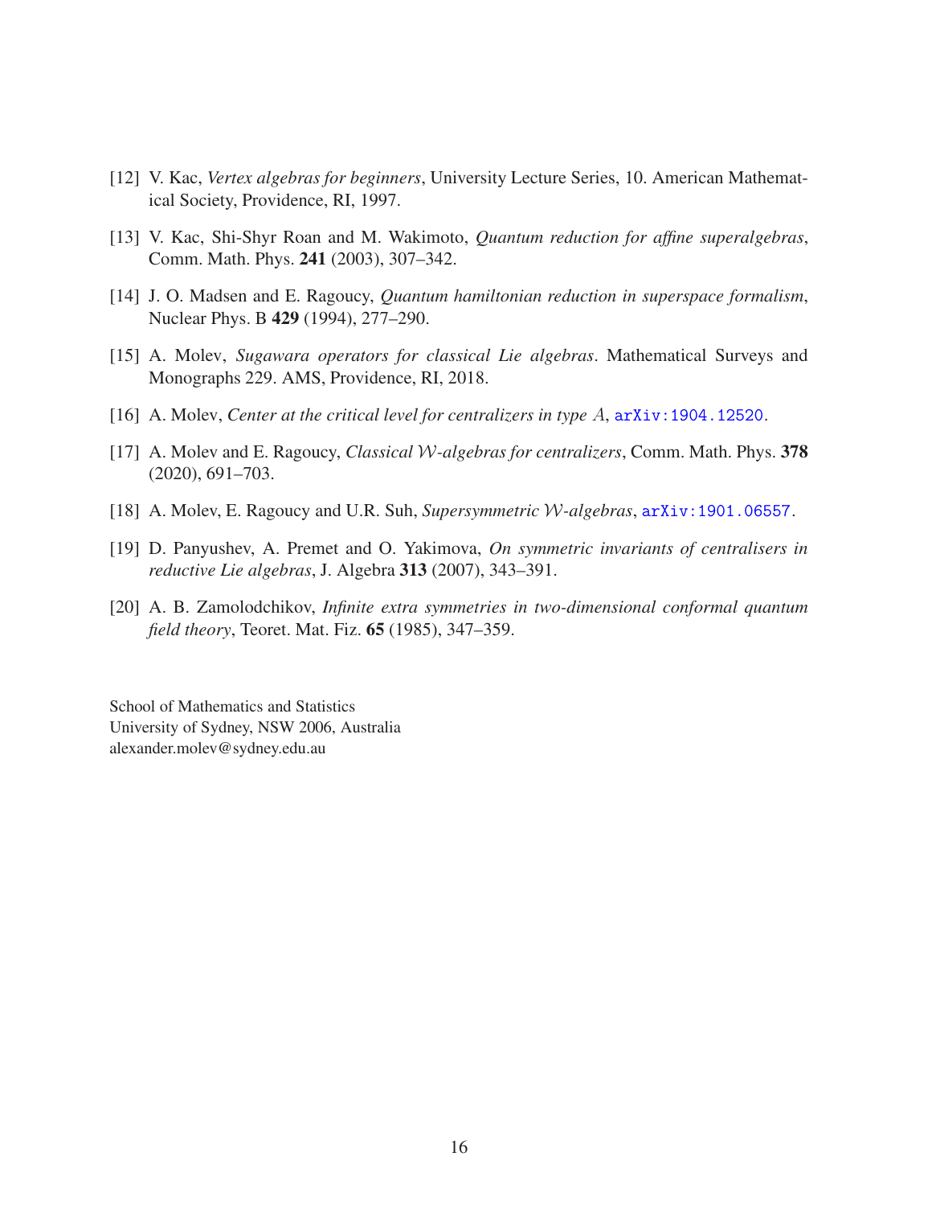[12] V. Kac, *Vertex algebras for beginners*, University Lecture Series, 10. American Mathematical Society, Providence, RI, 1997.

[13] V. Kac, Shi-Shyr Roan and M. Wakimoto, *Quantum reduction for affine superalgebras*, Comm. Math. Phys. **241** (2003), 307–342.

[14] J. O. Madsen and E. Ragoucy, *Quantum hamiltonian reduction in superspace formalism*, Nuclear Phys. B **429** (1994), 277–290.

[15] A. Molev, *Sugawara operators for classical Lie algebras*. Mathematical Surveys and Monographs 229. AMS, Providence, RI, 2018.

[16] A. Molev, *Center at the critical level for centralizers in type $A$*, arXiv:1904.12520.

[17] A. Molev and E. Ragoucy, *Classical $\mathcal{W}$-algebras for centralizers*, Comm. Math. Phys. **378** (2020), 691–703.

[18] A. Molev, E. Ragoucy and U.R. Suh, *Supersymmetric $\mathcal{W}$-algebras*, arXiv:1901.06557.

[19] D. Panyushev, A. Premet and O. Yakimova, *On symmetric invariants of centralisers in reductive Lie algebras*, J. Algebra **313** (2007), 343–391.

[20] A. B. Zamolodchikov, *Infinite extra symmetries in two-dimensional conformal quantum field theory*, Teoret. Mat. Fiz. **65** (1985), 347–359.

School of Mathematics and Statistics
University of Sydney, NSW 2006, Australia
alexander.molev@sydney.edu.au